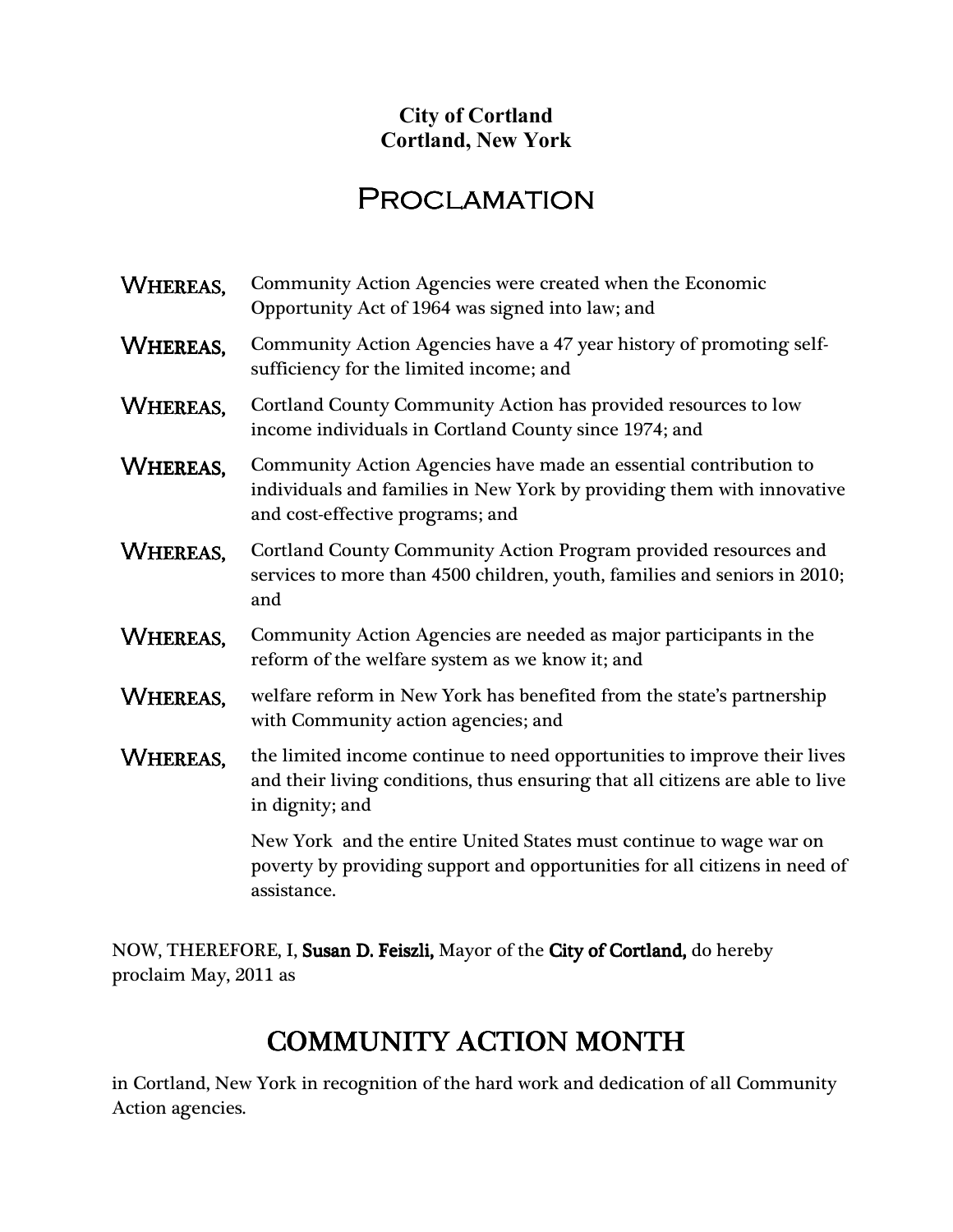**City of Cortland**
**Cortland, New York**

# Proclamation

**WHEREAS,** Community Action Agencies were created when the Economic Opportunity Act of 1964 was signed into law; and

**WHEREAS,** Community Action Agencies have a 47 year history of promoting self-sufficiency for the limited income; and

**WHEREAS,** Cortland County Community Action has provided resources to low income individuals in Cortland County since 1974; and

**WHEREAS,** Community Action Agencies have made an essential contribution to individuals and families in New York by providing them with innovative and cost-effective programs; and

**WHEREAS,** Cortland County Community Action Program provided resources and services to more than 4500 children, youth, families and seniors in 2010; and

**WHEREAS,** Community Action Agencies are needed as major participants in the reform of the welfare system as we know it; and

**WHEREAS,** welfare reform in New York has benefited from the state's partnership with Community action agencies; and

**WHEREAS,** the limited income continue to need opportunities to improve their lives and their living conditions, thus ensuring that all citizens are able to live in dignity; and

New York and the entire United States must continue to wage war on poverty by providing support and opportunities for all citizens in need of assistance.

NOW, THEREFORE, I, **Susan D. Feiszli,** Mayor of the **City of Cortland,** do hereby proclaim May, 2011 as

## COMMUNITY ACTION MONTH

in Cortland, New York in recognition of the hard work and dedication of all Community Action agencies.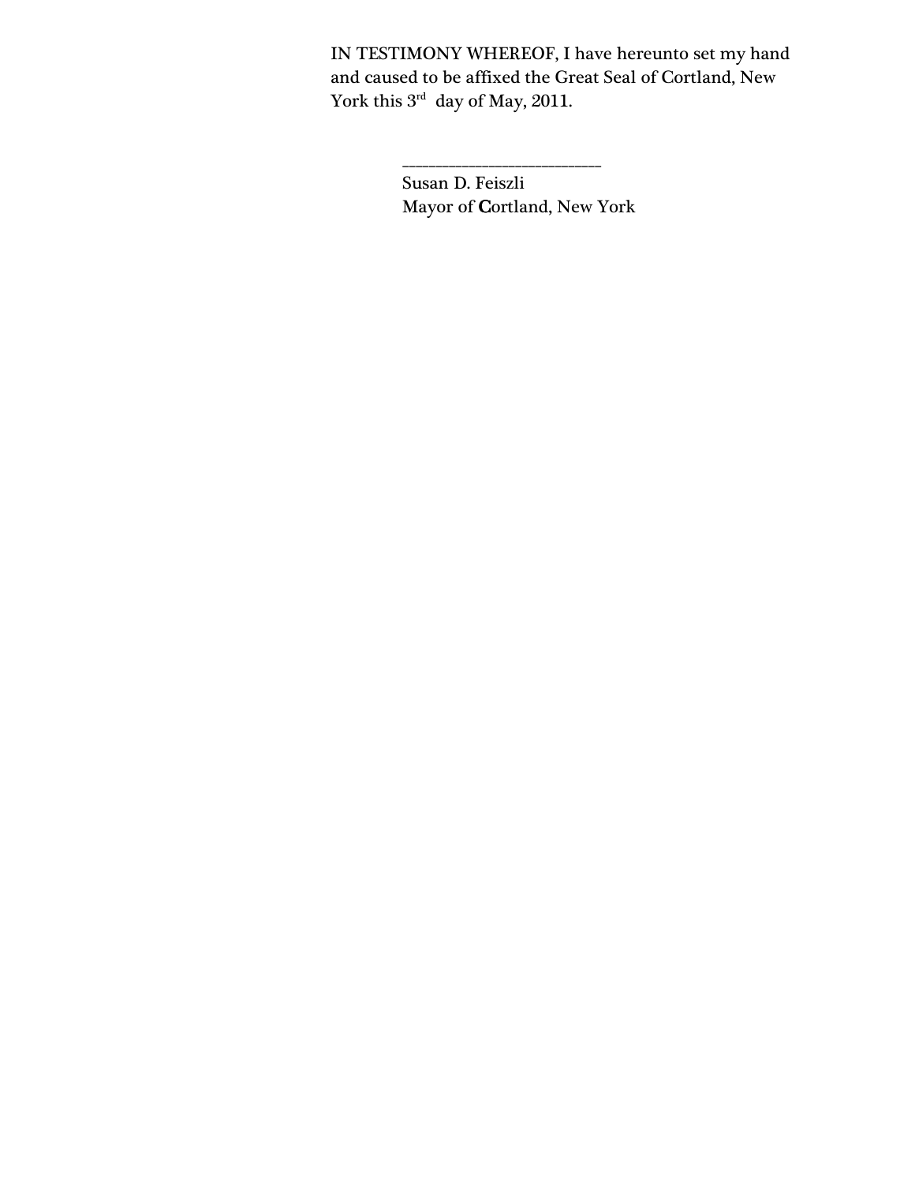IN TESTIMONY WHEREOF, I have hereunto set my hand and caused to be affixed the Great Seal of Cortland, New York this 3rd day of May, 2011.

\_\_\_\_\_\_\_\_\_\_\_\_\_\_\_\_\_\_\_\_\_\_\_\_

Susan D. Feiszli
Mayor of Cortland, New York